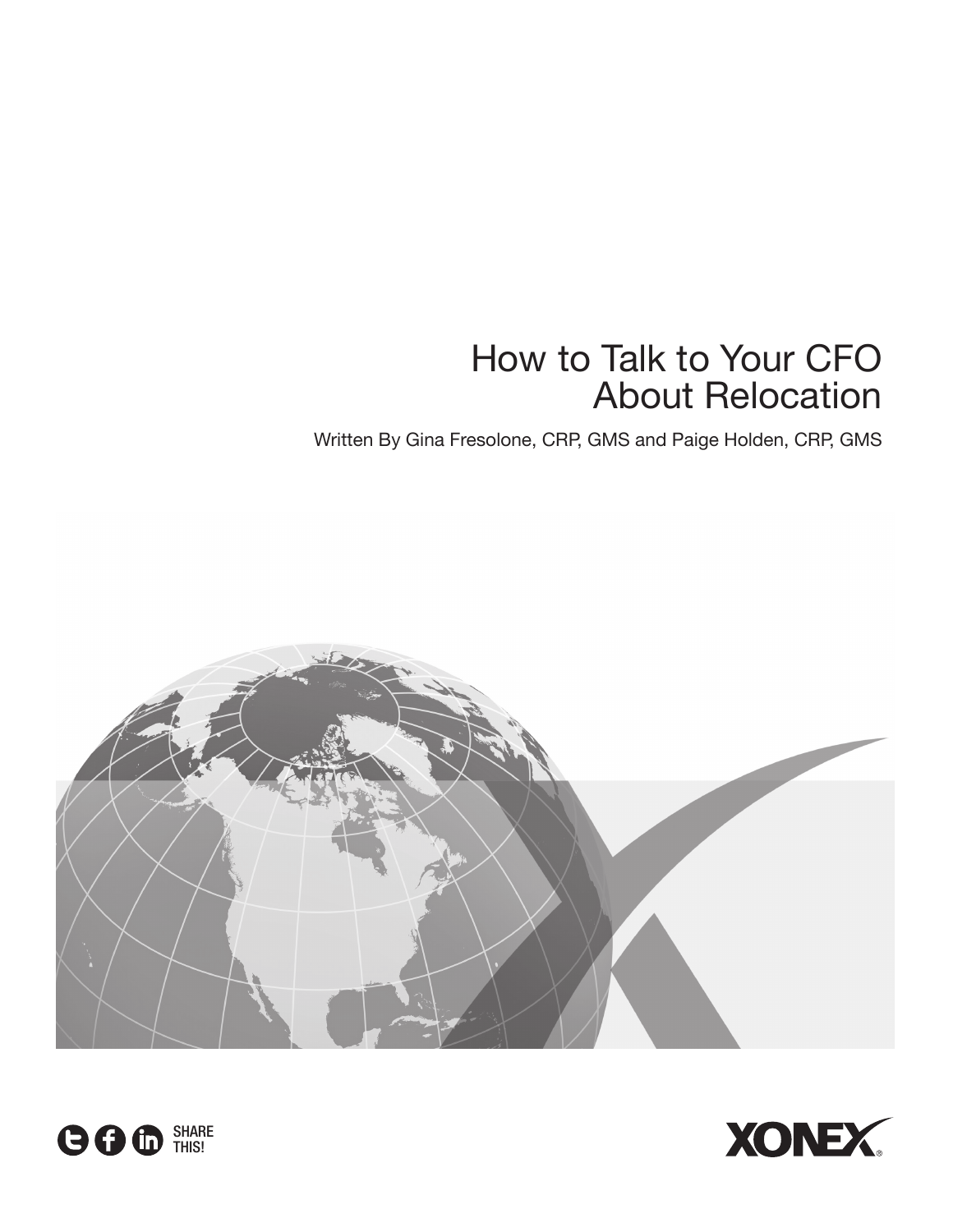# How to Talk to Your CFO About Relocation

Written By Gina Fresolone, CRP, GMS and Paige Holden, CRP, GMS

SHARE THIS!

XONEX®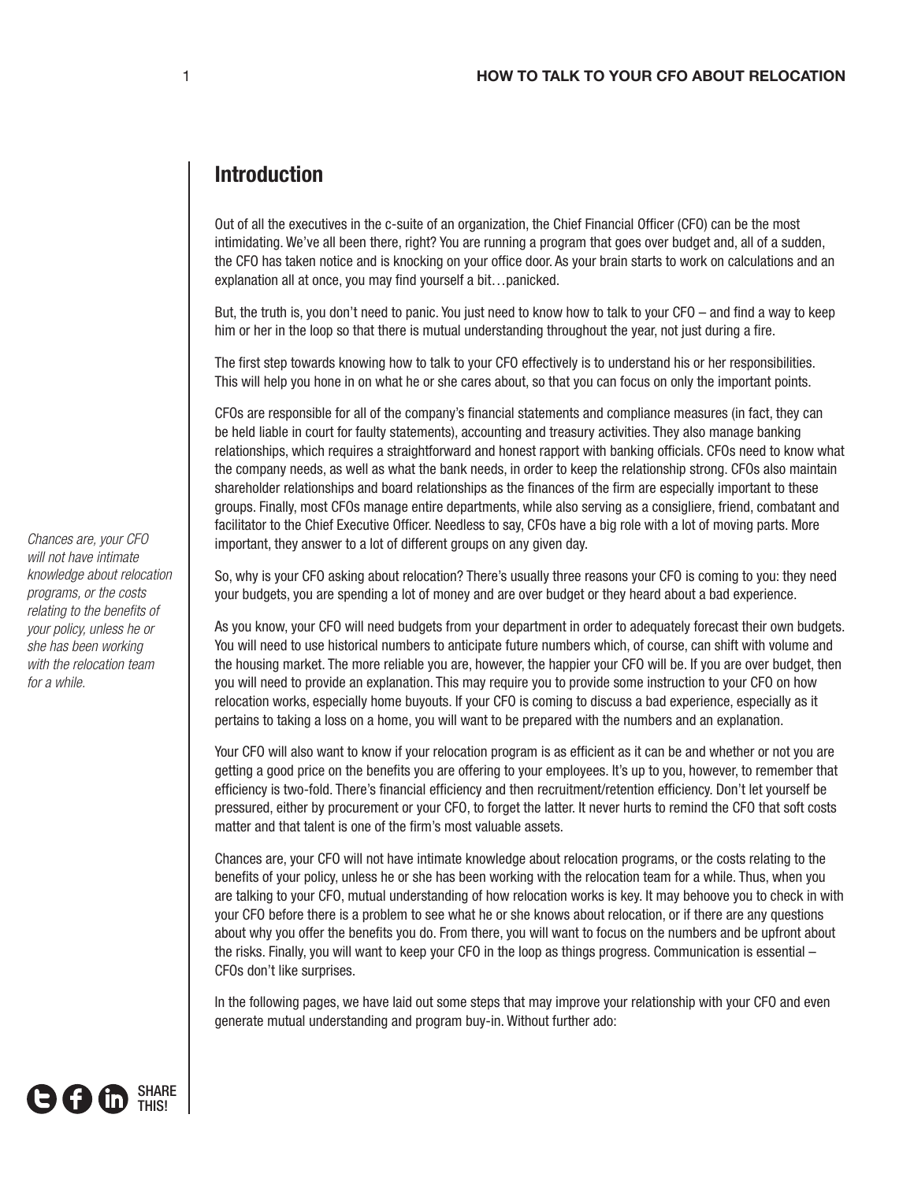## Introduction

Out of all the executives in the c-suite of an organization, the Chief Financial Officer (CFO) can be the most intimidating. We've all been there, right? You are running a program that goes over budget and, all of a sudden, the CFO has taken notice and is knocking on your office door. As your brain starts to work on calculations and an explanation all at once, you may find yourself a bit…panicked.

But, the truth is, you don't need to panic. You just need to know how to talk to your CFO – and find a way to keep him or her in the loop so that there is mutual understanding throughout the year, not just during a fire.

The first step towards knowing how to talk to your CFO effectively is to understand his or her responsibilities. This will help you hone in on what he or she cares about, so that you can focus on only the important points.

CFOs are responsible for all of the company's financial statements and compliance measures (in fact, they can be held liable in court for faulty statements), accounting and treasury activities. They also manage banking relationships, which requires a straightforward and honest rapport with banking officials. CFOs need to know what the company needs, as well as what the bank needs, in order to keep the relationship strong. CFOs also maintain shareholder relationships and board relationships as the finances of the firm are especially important to these groups. Finally, most CFOs manage entire departments, while also serving as a consigliere, friend, combatant and facilitator to the Chief Executive Officer. Needless to say, CFOs have a big role with a lot of moving parts. More important, they answer to a lot of different groups on any given day.

*Chances are, your CFO will not have intimate knowledge about relocation programs, or the costs relating to the benefits of your policy, unless he or she has been working with the relocation team for a while.*

So, why is your CFO asking about relocation? There's usually three reasons your CFO is coming to you: they need your budgets, you are spending a lot of money and are over budget or they heard about a bad experience.

As you know, your CFO will need budgets from your department in order to adequately forecast their own budgets. You will need to use historical numbers to anticipate future numbers which, of course, can shift with volume and the housing market. The more reliable you are, however, the happier your CFO will be. If you are over budget, then you will need to provide an explanation. This may require you to provide some instruction to your CFO on how relocation works, especially home buyouts. If your CFO is coming to discuss a bad experience, especially as it pertains to taking a loss on a home, you will want to be prepared with the numbers and an explanation.

Your CFO will also want to know if your relocation program is as efficient as it can be and whether or not you are getting a good price on the benefits you are offering to your employees. It's up to you, however, to remember that efficiency is two-fold. There's financial efficiency and then recruitment/retention efficiency. Don't let yourself be pressured, either by procurement or your CFO, to forget the latter. It never hurts to remind the CFO that soft costs matter and that talent is one of the firm's most valuable assets.

Chances are, your CFO will not have intimate knowledge about relocation programs, or the costs relating to the benefits of your policy, unless he or she has been working with the relocation team for a while. Thus, when you are talking to your CFO, mutual understanding of how relocation works is key. It may behoove you to check in with your CFO before there is a problem to see what he or she knows about relocation, or if there are any questions about why you offer the benefits you do. From there, you will want to focus on the numbers and be upfront about the risks. Finally, you will want to keep your CFO in the loop as things progress. Communication is essential – CFOs don't like surprises.

In the following pages, we have laid out some steps that may improve your relationship with your CFO and even generate mutual understanding and program buy-in. Without further ado:

SHARE THIS!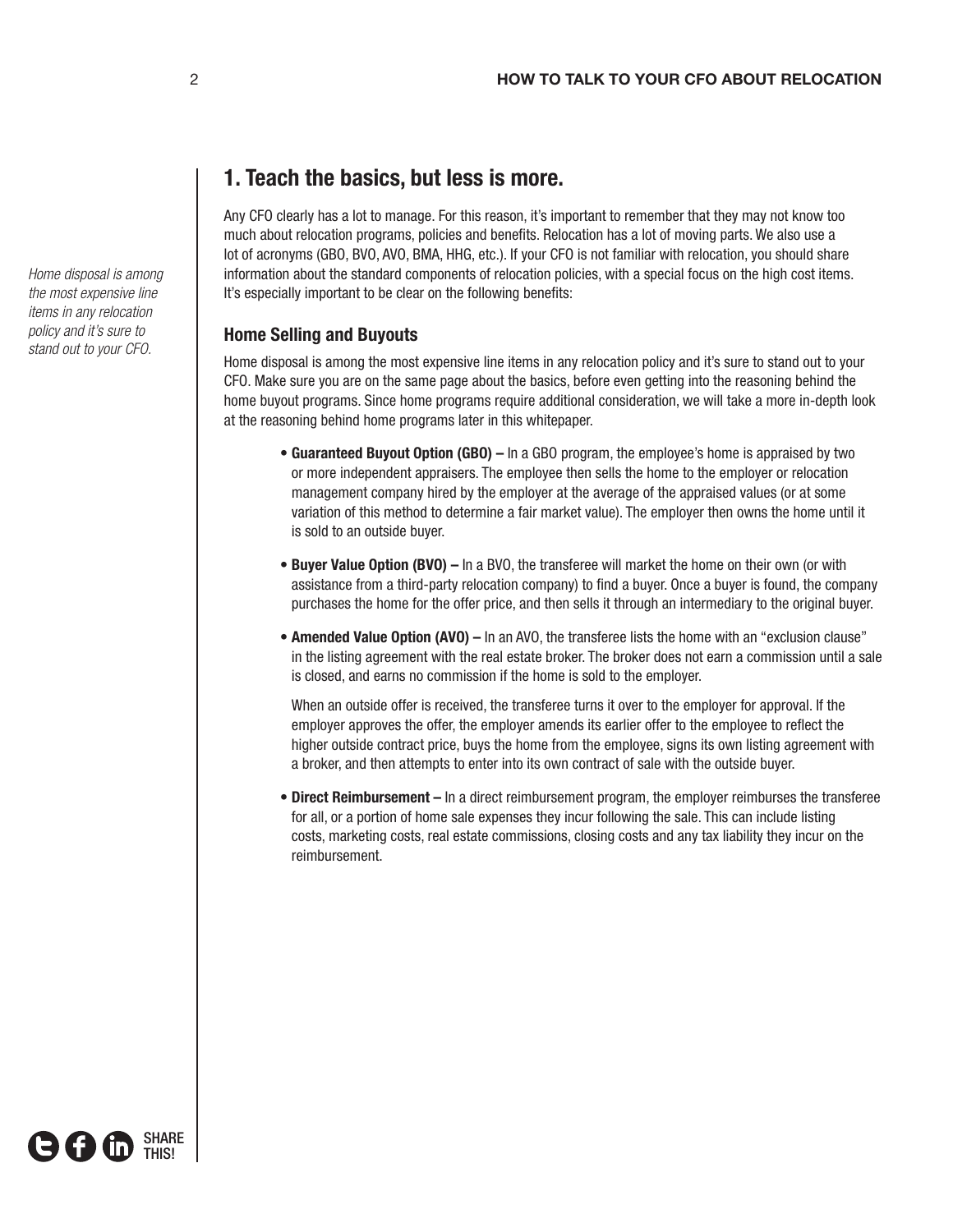## 1. Teach the basics, but less is more.

Any CFO clearly has a lot to manage. For this reason, it's important to remember that they may not know too much about relocation programs, policies and benefits. Relocation has a lot of moving parts. We also use a lot of acronyms (GBO, BVO, AVO, BMA, HHG, etc.). If your CFO is not familiar with relocation, you should share information about the standard components of relocation policies, with a special focus on the high cost items. It's especially important to be clear on the following benefits:

*Home disposal is among the most expensive line items in any relocation policy and it's sure to stand out to your CFO.*

### Home Selling and Buyouts

Home disposal is among the most expensive line items in any relocation policy and it's sure to stand out to your CFO. Make sure you are on the same page about the basics, before even getting into the reasoning behind the home buyout programs. Since home programs require additional consideration, we will take a more in-depth look at the reasoning behind home programs later in this whitepaper.

- **Guaranteed Buyout Option (GBO) –** In a GBO program, the employee's home is appraised by two or more independent appraisers. The employee then sells the home to the employer or relocation management company hired by the employer at the average of the appraised values (or at some variation of this method to determine a fair market value). The employer then owns the home until it is sold to an outside buyer.

- **Buyer Value Option (BVO) –** In a BVO, the transferee will market the home on their own (or with assistance from a third-party relocation company) to find a buyer. Once a buyer is found, the company purchases the home for the offer price, and then sells it through an intermediary to the original buyer.

- **Amended Value Option (AVO) –** In an AVO, the transferee lists the home with an "exclusion clause" in the listing agreement with the real estate broker. The broker does not earn a commission until a sale is closed, and earns no commission if the home is sold to the employer.

  When an outside offer is received, the transferee turns it over to the employer for approval. If the employer approves the offer, the employer amends its earlier offer to the employee to reflect the higher outside contract price, buys the home from the employee, signs its own listing agreement with a broker, and then attempts to enter into its own contract of sale with the outside buyer.

- **Direct Reimbursement –** In a direct reimbursement program, the employer reimburses the transferee for all, or a portion of home sale expenses they incur following the sale. This can include listing costs, marketing costs, real estate commissions, closing costs and any tax liability they incur on the reimbursement.

SHARE THIS!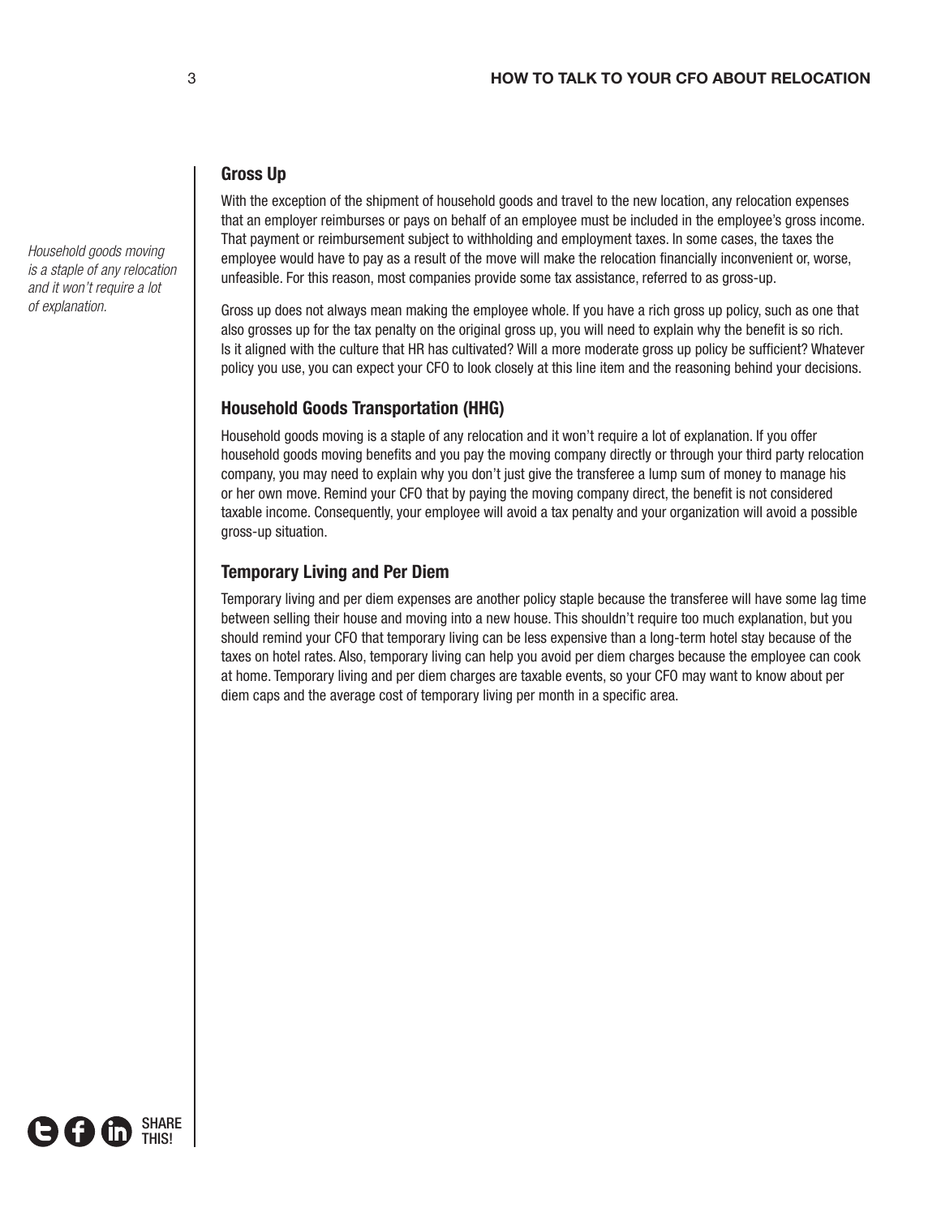*Household goods moving is a staple of any relocation and it won't require a lot of explanation.*

## Gross Up

With the exception of the shipment of household goods and travel to the new location, any relocation expenses that an employer reimburses or pays on behalf of an employee must be included in the employee's gross income. That payment or reimbursement subject to withholding and employment taxes. In some cases, the taxes the employee would have to pay as a result of the move will make the relocation financially inconvenient or, worse, unfeasible. For this reason, most companies provide some tax assistance, referred to as gross-up.

Gross up does not always mean making the employee whole. If you have a rich gross up policy, such as one that also grosses up for the tax penalty on the original gross up, you will need to explain why the benefit is so rich. Is it aligned with the culture that HR has cultivated? Will a more moderate gross up policy be sufficient? Whatever policy you use, you can expect your CFO to look closely at this line item and the reasoning behind your decisions.

## Household Goods Transportation (HHG)

Household goods moving is a staple of any relocation and it won't require a lot of explanation. If you offer household goods moving benefits and you pay the moving company directly or through your third party relocation company, you may need to explain why you don't just give the transferee a lump sum of money to manage his or her own move. Remind your CFO that by paying the moving company direct, the benefit is not considered taxable income. Consequently, your employee will avoid a tax penalty and your organization will avoid a possible gross-up situation.

## Temporary Living and Per Diem

Temporary living and per diem expenses are another policy staple because the transferee will have some lag time between selling their house and moving into a new house. This shouldn't require too much explanation, but you should remind your CFO that temporary living can be less expensive than a long-term hotel stay because of the taxes on hotel rates. Also, temporary living can help you avoid per diem charges because the employee can cook at home. Temporary living and per diem charges are taxable events, so your CFO may want to know about per diem caps and the average cost of temporary living per month in a specific area.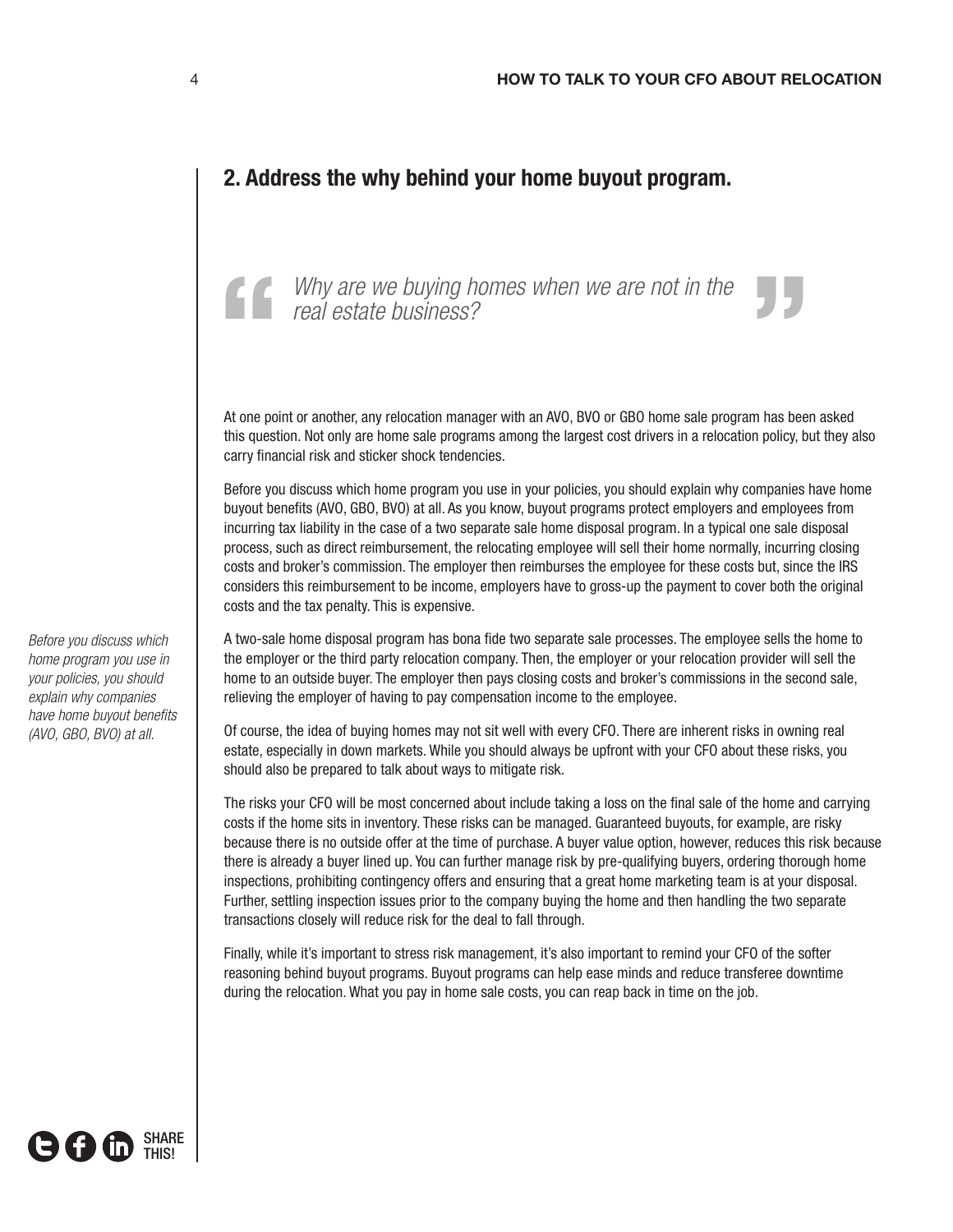## 2. Address the why behind your home buyout program.

> *Why are we buying homes when we are not in the real estate business?*

At one point or another, any relocation manager with an AVO, BVO or GBO home sale program has been asked this question. Not only are home sale programs among the largest cost drivers in a relocation policy, but they also carry financial risk and sticker shock tendencies.

Before you discuss which home program you use in your policies, you should explain why companies have home buyout benefits (AVO, GBO, BVO) at all. As you know, buyout programs protect employers and employees from incurring tax liability in the case of a two separate sale home disposal program. In a typical one sale disposal process, such as direct reimbursement, the relocating employee will sell their home normally, incurring closing costs and broker's commission. The employer then reimburses the employee for these costs but, since the IRS considers this reimbursement to be income, employers have to gross-up the payment to cover both the original costs and the tax penalty. This is expensive.

*Before you discuss which home program you use in your policies, you should explain why companies have home buyout benefits (AVO, GBO, BVO) at all.*

A two-sale home disposal program has bona fide two separate sale processes. The employee sells the home to the employer or the third party relocation company. Then, the employer or your relocation provider will sell the home to an outside buyer. The employer then pays closing costs and broker's commissions in the second sale, relieving the employer of having to pay compensation income to the employee.

Of course, the idea of buying homes may not sit well with every CFO. There are inherent risks in owning real estate, especially in down markets. While you should always be upfront with your CFO about these risks, you should also be prepared to talk about ways to mitigate risk.

The risks your CFO will be most concerned about include taking a loss on the final sale of the home and carrying costs if the home sits in inventory. These risks can be managed. Guaranteed buyouts, for example, are risky because there is no outside offer at the time of purchase. A buyer value option, however, reduces this risk because there is already a buyer lined up. You can further manage risk by pre-qualifying buyers, ordering thorough home inspections, prohibiting contingency offers and ensuring that a great home marketing team is at your disposal. Further, settling inspection issues prior to the company buying the home and then handling the two separate transactions closely will reduce risk for the deal to fall through.

Finally, while it's important to stress risk management, it's also important to remind your CFO of the softer reasoning behind buyout programs. Buyout programs can help ease minds and reduce transferee downtime during the relocation. What you pay in home sale costs, you can reap back in time on the job.

SHARE THIS!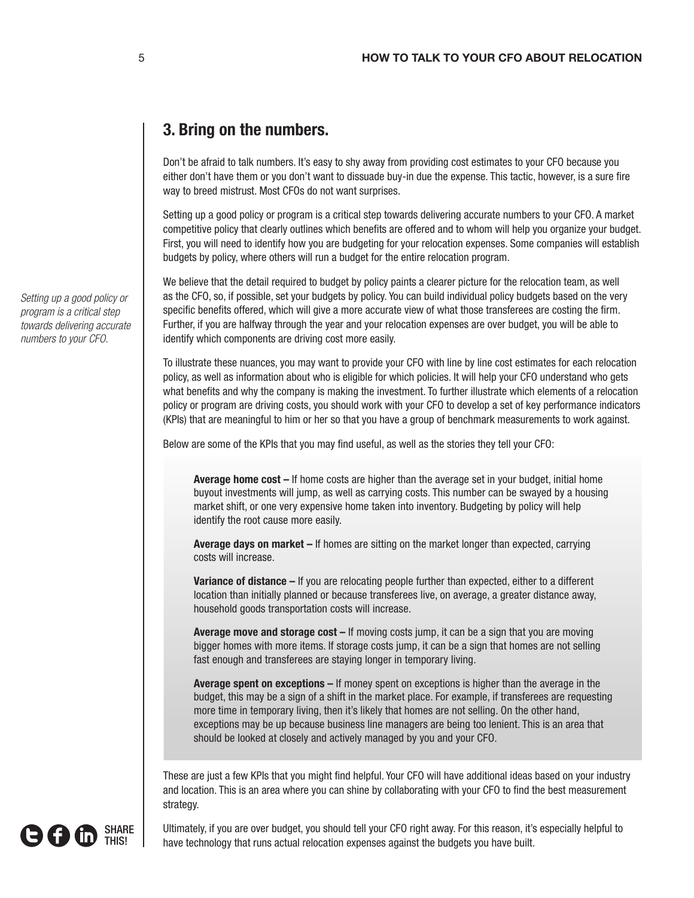## 3. Bring on the numbers.

Don't be afraid to talk numbers. It's easy to shy away from providing cost estimates to your CFO because you either don't have them or you don't want to dissuade buy-in due the expense. This tactic, however, is a sure fire way to breed mistrust. Most CFOs do not want surprises.

Setting up a good policy or program is a critical step towards delivering accurate numbers to your CFO. A market competitive policy that clearly outlines which benefits are offered and to whom will help you organize your budget. First, you will need to identify how you are budgeting for your relocation expenses. Some companies will establish budgets by policy, where others will run a budget for the entire relocation program.

*Setting up a good policy or program is a critical step towards delivering accurate numbers to your CFO.*

We believe that the detail required to budget by policy paints a clearer picture for the relocation team, as well as the CFO, so, if possible, set your budgets by policy. You can build individual policy budgets based on the very specific benefits offered, which will give a more accurate view of what those transferees are costing the firm. Further, if you are halfway through the year and your relocation expenses are over budget, you will be able to identify which components are driving cost more easily.

To illustrate these nuances, you may want to provide your CFO with line by line cost estimates for each relocation policy, as well as information about who is eligible for which policies. It will help your CFO understand who gets what benefits and why the company is making the investment. To further illustrate which elements of a relocation policy or program are driving costs, you should work with your CFO to develop a set of key performance indicators (KPIs) that are meaningful to him or her so that you have a group of benchmark measurements to work against.

Below are some of the KPIs that you may find useful, as well as the stories they tell your CFO:

**Average home cost –** If home costs are higher than the average set in your budget, initial home buyout investments will jump, as well as carrying costs. This number can be swayed by a housing market shift, or one very expensive home taken into inventory. Budgeting by policy will help identify the root cause more easily.

**Average days on market –** If homes are sitting on the market longer than expected, carrying costs will increase.

**Variance of distance –** If you are relocating people further than expected, either to a different location than initially planned or because transferees live, on average, a greater distance away, household goods transportation costs will increase.

**Average move and storage cost –** If moving costs jump, it can be a sign that you are moving bigger homes with more items. If storage costs jump, it can be a sign that homes are not selling fast enough and transferees are staying longer in temporary living.

**Average spent on exceptions –** If money spent on exceptions is higher than the average in the budget, this may be a sign of a shift in the market place. For example, if transferees are requesting more time in temporary living, then it's likely that homes are not selling. On the other hand, exceptions may be up because business line managers are being too lenient. This is an area that should be looked at closely and actively managed by you and your CFO.

These are just a few KPIs that you might find helpful. Your CFO will have additional ideas based on your industry and location. This is an area where you can shine by collaborating with your CFO to find the best measurement strategy.

Ultimately, if you are over budget, you should tell your CFO right away. For this reason, it's especially helpful to have technology that runs actual relocation expenses against the budgets you have built.

SHARE THIS!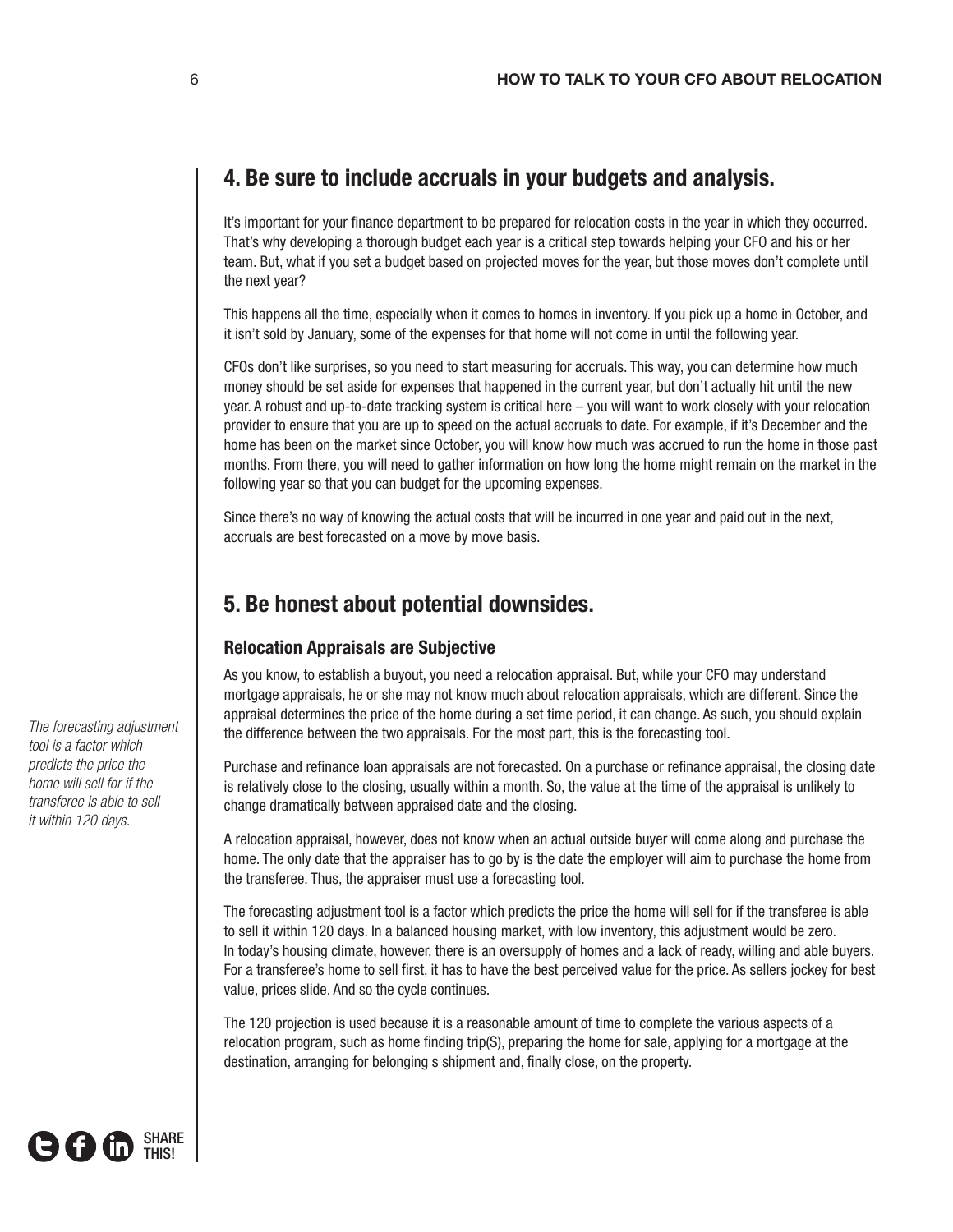## 4. Be sure to include accruals in your budgets and analysis.

It's important for your finance department to be prepared for relocation costs in the year in which they occurred. That's why developing a thorough budget each year is a critical step towards helping your CFO and his or her team. But, what if you set a budget based on projected moves for the year, but those moves don't complete until the next year?

This happens all the time, especially when it comes to homes in inventory. If you pick up a home in October, and it isn't sold by January, some of the expenses for that home will not come in until the following year.

CFOs don't like surprises, so you need to start measuring for accruals. This way, you can determine how much money should be set aside for expenses that happened in the current year, but don't actually hit until the new year. A robust and up-to-date tracking system is critical here – you will want to work closely with your relocation provider to ensure that you are up to speed on the actual accruals to date. For example, if it's December and the home has been on the market since October, you will know how much was accrued to run the home in those past months. From there, you will need to gather information on how long the home might remain on the market in the following year so that you can budget for the upcoming expenses.

Since there's no way of knowing the actual costs that will be incurred in one year and paid out in the next, accruals are best forecasted on a move by move basis.

## 5. Be honest about potential downsides.

### Relocation Appraisals are Subjective

As you know, to establish a buyout, you need a relocation appraisal. But, while your CFO may understand mortgage appraisals, he or she may not know much about relocation appraisals, which are different. Since the appraisal determines the price of the home during a set time period, it can change. As such, you should explain the difference between the two appraisals. For the most part, this is the forecasting tool.

*The forecasting adjustment tool is a factor which predicts the price the home will sell for if the transferee is able to sell it within 120 days.*

Purchase and refinance loan appraisals are not forecasted. On a purchase or refinance appraisal, the closing date is relatively close to the closing, usually within a month. So, the value at the time of the appraisal is unlikely to change dramatically between appraised date and the closing.

A relocation appraisal, however, does not know when an actual outside buyer will come along and purchase the home. The only date that the appraiser has to go by is the date the employer will aim to purchase the home from the transferee. Thus, the appraiser must use a forecasting tool.

The forecasting adjustment tool is a factor which predicts the price the home will sell for if the transferee is able to sell it within 120 days. In a balanced housing market, with low inventory, this adjustment would be zero. In today's housing climate, however, there is an oversupply of homes and a lack of ready, willing and able buyers. For a transferee's home to sell first, it has to have the best perceived value for the price. As sellers jockey for best value, prices slide. And so the cycle continues.

The 120 projection is used because it is a reasonable amount of time to complete the various aspects of a relocation program, such as home finding trip(S), preparing the home for sale, applying for a mortgage at the destination, arranging for belonging s shipment and, finally close, on the property.

SHARE THIS!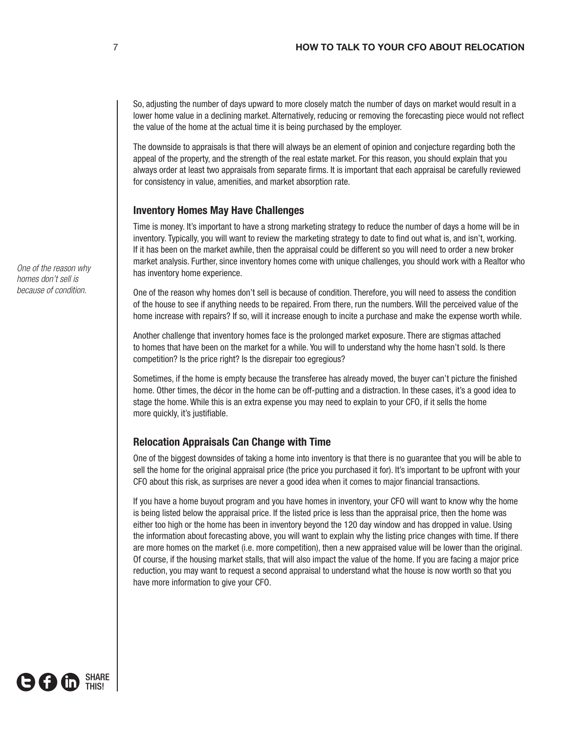So, adjusting the number of days upward to more closely match the number of days on market would result in a lower home value in a declining market. Alternatively, reducing or removing the forecasting piece would not reflect the value of the home at the actual time it is being purchased by the employer.

The downside to appraisals is that there will always be an element of opinion and conjecture regarding both the appeal of the property, and the strength of the real estate market. For this reason, you should explain that you always order at least two appraisals from separate firms. It is important that each appraisal be carefully reviewed for consistency in value, amenities, and market absorption rate.

### Inventory Homes May Have Challenges

Time is money. It's important to have a strong marketing strategy to reduce the number of days a home will be in inventory. Typically, you will want to review the marketing strategy to date to find out what is, and isn't, working. If it has been on the market awhile, then the appraisal could be different so you will need to order a new broker market analysis. Further, since inventory homes come with unique challenges, you should work with a Realtor who has inventory home experience.

*One of the reason why homes don't sell is because of condition.*

One of the reason why homes don't sell is because of condition. Therefore, you will need to assess the condition of the house to see if anything needs to be repaired. From there, run the numbers. Will the perceived value of the home increase with repairs? If so, will it increase enough to incite a purchase and make the expense worth while.

Another challenge that inventory homes face is the prolonged market exposure. There are stigmas attached to homes that have been on the market for a while. You will to understand why the home hasn't sold. Is there competition? Is the price right? Is the disrepair too egregious?

Sometimes, if the home is empty because the transferee has already moved, the buyer can't picture the finished home. Other times, the décor in the home can be off-putting and a distraction. In these cases, it's a good idea to stage the home. While this is an extra expense you may need to explain to your CFO, if it sells the home more quickly, it's justifiable.

### Relocation Appraisals Can Change with Time

One of the biggest downsides of taking a home into inventory is that there is no guarantee that you will be able to sell the home for the original appraisal price (the price you purchased it for). It's important to be upfront with your CFO about this risk, as surprises are never a good idea when it comes to major financial transactions.

If you have a home buyout program and you have homes in inventory, your CFO will want to know why the home is being listed below the appraisal price. If the listed price is less than the appraisal price, then the home was either too high or the home has been in inventory beyond the 120 day window and has dropped in value. Using the information about forecasting above, you will want to explain why the listing price changes with time. If there are more homes on the market (i.e. more competition), then a new appraised value will be lower than the original. Of course, if the housing market stalls, that will also impact the value of the home. If you are facing a major price reduction, you may want to request a second appraisal to understand what the house is now worth so that you have more information to give your CFO.

SHARE THIS!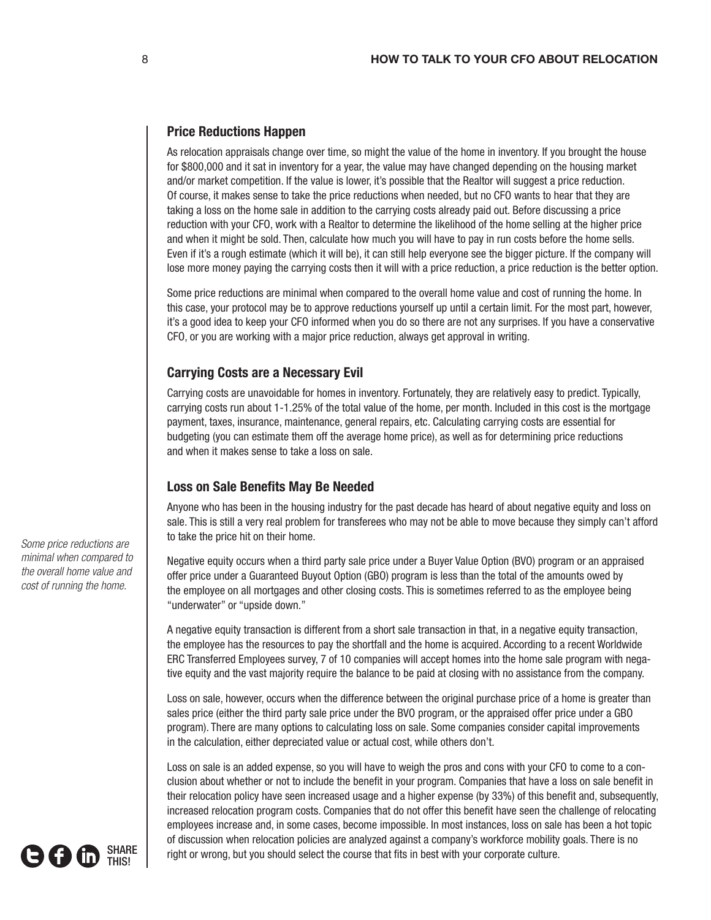## Price Reductions Happen

As relocation appraisals change over time, so might the value of the home in inventory. If you brought the house for $800,000 and it sat in inventory for a year, the value may have changed depending on the housing market and/or market competition. If the value is lower, it's possible that the Realtor will suggest a price reduction. Of course, it makes sense to take the price reductions when needed, but no CFO wants to hear that they are taking a loss on the home sale in addition to the carrying costs already paid out. Before discussing a price reduction with your CFO, work with a Realtor to determine the likelihood of the home selling at the higher price and when it might be sold. Then, calculate how much you will have to pay in run costs before the home sells. Even if it's a rough estimate (which it will be), it can still help everyone see the bigger picture. If the company will lose more money paying the carrying costs then it will with a price reduction, a price reduction is the better option.

Some price reductions are minimal when compared to the overall home value and cost of running the home. In this case, your protocol may be to approve reductions yourself up until a certain limit. For the most part, however, it's a good idea to keep your CFO informed when you do so there are not any surprises. If you have a conservative CFO, or you are working with a major price reduction, always get approval in writing.

## Carrying Costs are a Necessary Evil

Carrying costs are unavoidable for homes in inventory. Fortunately, they are relatively easy to predict. Typically, carrying costs run about 1-1.25% of the total value of the home, per month. Included in this cost is the mortgage payment, taxes, insurance, maintenance, general repairs, etc. Calculating carrying costs are essential for budgeting (you can estimate them off the average home price), as well as for determining price reductions and when it makes sense to take a loss on sale.

## Loss on Sale Benefits May Be Needed

Anyone who has been in the housing industry for the past decade has heard of about negative equity and loss on sale. This is still a very real problem for transferees who may not be able to move because they simply can't afford to take the price hit on their home.

*Some price reductions are minimal when compared to the overall home value and cost of running the home.*

Negative equity occurs when a third party sale price under a Buyer Value Option (BVO) program or an appraised offer price under a Guaranteed Buyout Option (GBO) program is less than the total of the amounts owed by the employee on all mortgages and other closing costs. This is sometimes referred to as the employee being "underwater" or "upside down."

A negative equity transaction is different from a short sale transaction in that, in a negative equity transaction, the employee has the resources to pay the shortfall and the home is acquired. According to a recent Worldwide ERC Transferred Employees survey, 7 of 10 companies will accept homes into the home sale program with negative equity and the vast majority require the balance to be paid at closing with no assistance from the company.

Loss on sale, however, occurs when the difference between the original purchase price of a home is greater than sales price (either the third party sale price under the BVO program, or the appraised offer price under a GBO program). There are many options to calculating loss on sale. Some companies consider capital improvements in the calculation, either depreciated value or actual cost, while others don't.

Loss on sale is an added expense, so you will have to weigh the pros and cons with your CFO to come to a conclusion about whether or not to include the benefit in your program. Companies that have a loss on sale benefit in their relocation policy have seen increased usage and a higher expense (by 33%) of this benefit and, subsequently, increased relocation program costs. Companies that do not offer this benefit have seen the challenge of relocating employees increase and, in some cases, become impossible. In most instances, loss on sale has been a hot topic of discussion when relocation policies are analyzed against a company's workforce mobility goals. There is no right or wrong, but you should select the course that fits in best with your corporate culture.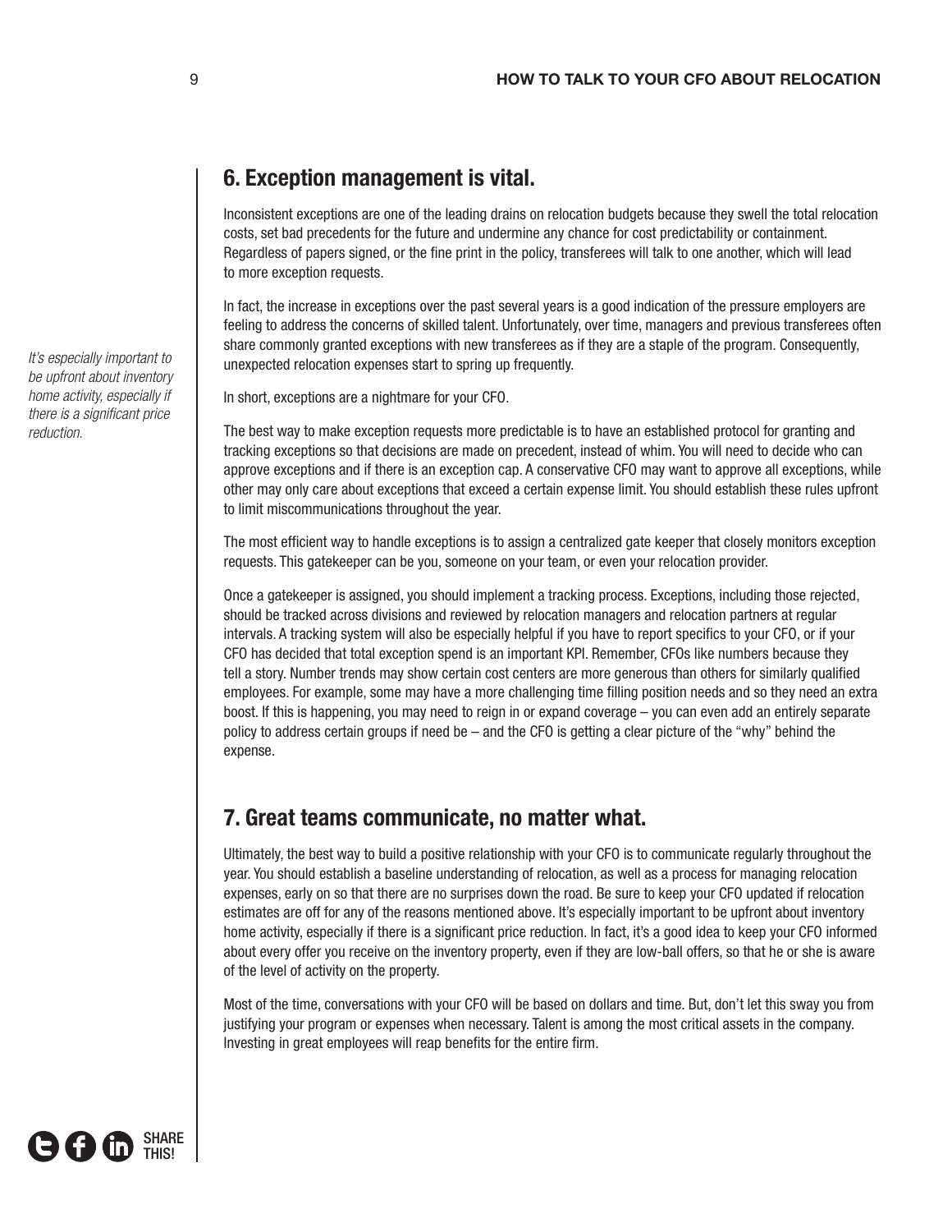## 6. Exception management is vital.

Inconsistent exceptions are one of the leading drains on relocation budgets because they swell the total relocation costs, set bad precedents for the future and undermine any chance for cost predictability or containment. Regardless of papers signed, or the fine print in the policy, transferees will talk to one another, which will lead to more exception requests.

In fact, the increase in exceptions over the past several years is a good indication of the pressure employers are feeling to address the concerns of skilled talent. Unfortunately, over time, managers and previous transferees often share commonly granted exceptions with new transferees as if they are a staple of the program. Consequently, unexpected relocation expenses start to spring up frequently.

*It's especially important to be upfront about inventory home activity, especially if there is a significant price reduction.*

In short, exceptions are a nightmare for your CFO.

The best way to make exception requests more predictable is to have an established protocol for granting and tracking exceptions so that decisions are made on precedent, instead of whim. You will need to decide who can approve exceptions and if there is an exception cap. A conservative CFO may want to approve all exceptions, while other may only care about exceptions that exceed a certain expense limit. You should establish these rules upfront to limit miscommunications throughout the year.

The most efficient way to handle exceptions is to assign a centralized gate keeper that closely monitors exception requests. This gatekeeper can be you, someone on your team, or even your relocation provider.

Once a gatekeeper is assigned, you should implement a tracking process. Exceptions, including those rejected, should be tracked across divisions and reviewed by relocation managers and relocation partners at regular intervals. A tracking system will also be especially helpful if you have to report specifics to your CFO, or if your CFO has decided that total exception spend is an important KPI. Remember, CFOs like numbers because they tell a story. Number trends may show certain cost centers are more generous than others for similarly qualified employees. For example, some may have a more challenging time filling position needs and so they need an extra boost. If this is happening, you may need to reign in or expand coverage – you can even add an entirely separate policy to address certain groups if need be – and the CFO is getting a clear picture of the "why" behind the expense.

## 7. Great teams communicate, no matter what.

Ultimately, the best way to build a positive relationship with your CFO is to communicate regularly throughout the year. You should establish a baseline understanding of relocation, as well as a process for managing relocation expenses, early on so that there are no surprises down the road. Be sure to keep your CFO updated if relocation estimates are off for any of the reasons mentioned above. It's especially important to be upfront about inventory home activity, especially if there is a significant price reduction. In fact, it's a good idea to keep your CFO informed about every offer you receive on the inventory property, even if they are low-ball offers, so that he or she is aware of the level of activity on the property.

Most of the time, conversations with your CFO will be based on dollars and time. But, don't let this sway you from justifying your program or expenses when necessary. Talent is among the most critical assets in the company. Investing in great employees will reap benefits for the entire firm.

SHARE THIS!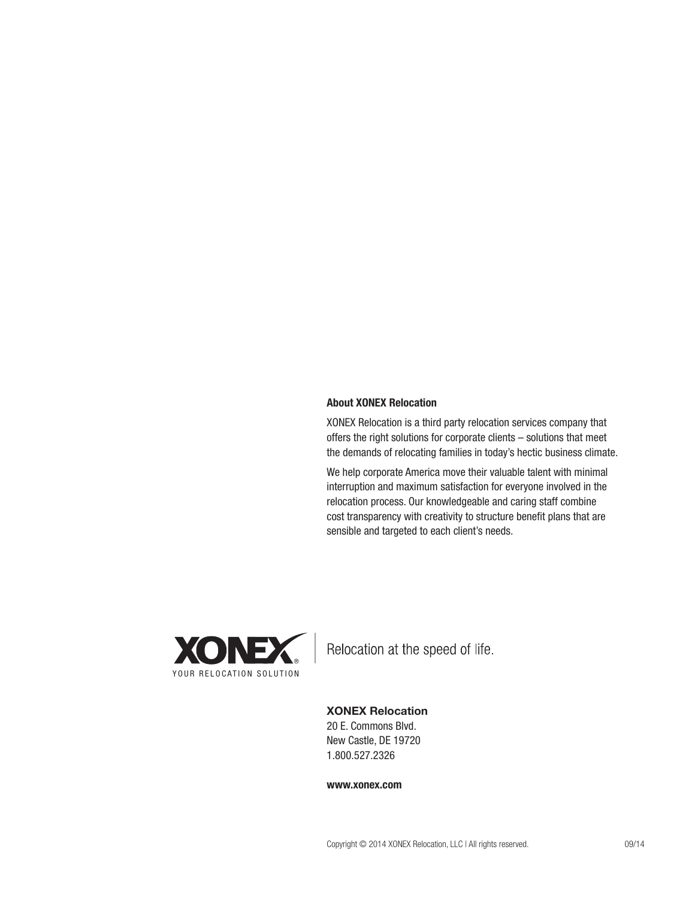**About XONEX Relocation**

XONEX Relocation is a third party relocation services company that offers the right solutions for corporate clients – solutions that meet the demands of relocating families in today's hectic business climate.

We help corporate America move their valuable talent with minimal interruption and maximum satisfaction for everyone involved in the relocation process. Our knowledgeable and caring staff combine cost transparency with creativity to structure benefit plans that are sensible and targeted to each client's needs.

XONEX®
YOUR RELOCATION SOLUTION

Relocation at the speed of life.

**XONEX Relocation**
20 E. Commons Blvd.
New Castle, DE 19720
1.800.527.2326

**www.xonex.com**

Copyright © 2014 XONEX Relocation, LLC | All rights reserved. 09/14